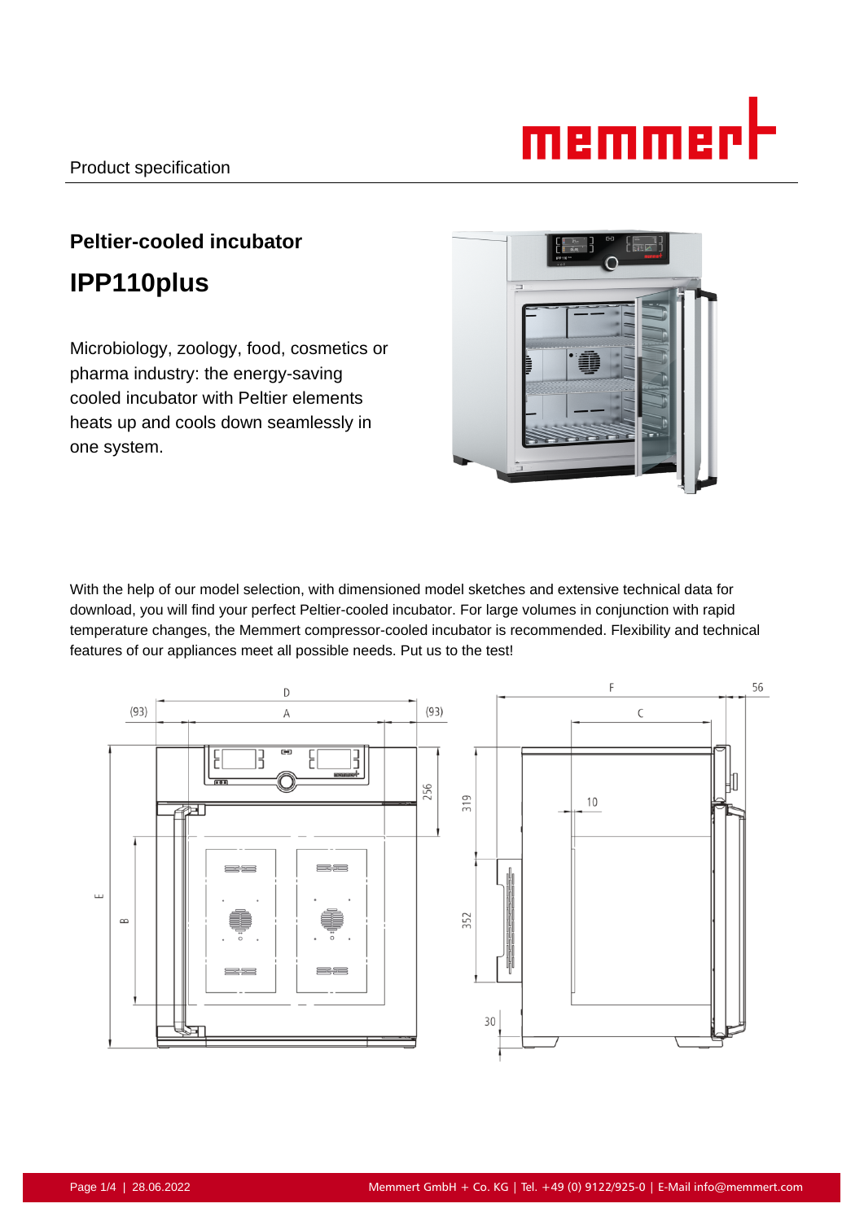Product specification

## Peltier-cooled incubator

# IPP110plus

Microbiology, zoology, food, cosmetics or pharma industry: the energy-saving cooled incubator with Peltier elements heats up and cools down seamlessly in one system.

With the help of our model selection, with dimensioned model sketches and extensive technical data for download, you will find your perfect Peltier-cooled incubator. For large volumes in conjunction with rapid temperature changes, the Memmert compressor-cooled incubator is recommended. Flexibility and technical features of our appliances meet all possible needs. Put us to the test!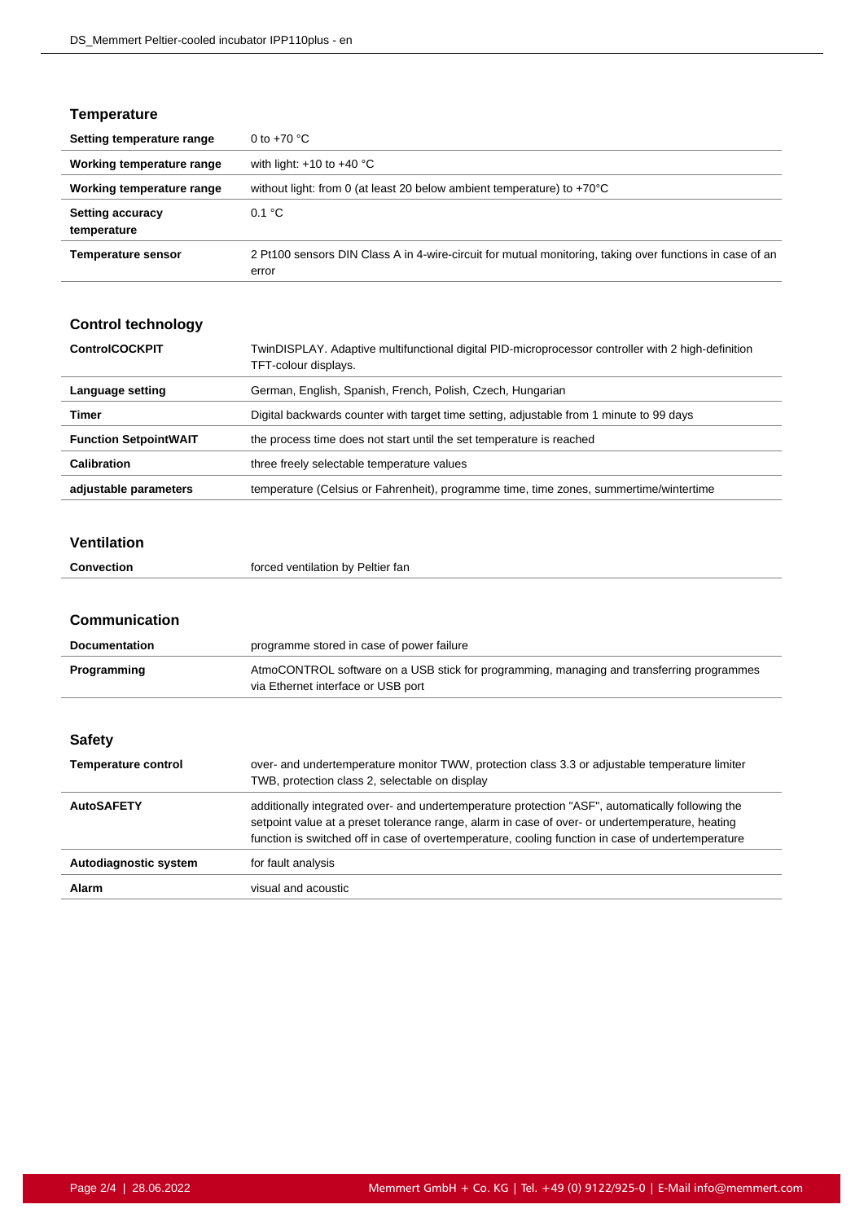## Temperature

| | |
|---|---|
| **Setting temperature range** | 0 to +70 °C |
| **Working temperature range** | with light: +10 to +40 °C |
| **Working temperature range** | without light: from 0 (at least 20 below ambient temperature) to +70°C |
| **Setting accuracy temperature** | 0.1 °C |
| **Temperature sensor** | 2 Pt100 sensors DIN Class A in 4-wire-circuit for mutual monitoring, taking over functions in case of an error |

## Control technology

| | |
|---|---|
| **ControlCOCKPIT** | TwinDISPLAY. Adaptive multifunctional digital PID-microprocessor controller with 2 high-definition TFT-colour displays. |
| **Language setting** | German, English, Spanish, French, Polish, Czech, Hungarian |
| **Timer** | Digital backwards counter with target time setting, adjustable from 1 minute to 99 days |
| **Function SetpointWAIT** | the process time does not start until the set temperature is reached |
| **Calibration** | three freely selectable temperature values |
| **adjustable parameters** | temperature (Celsius or Fahrenheit), programme time, time zones, summertime/wintertime |

## Ventilation

| | |
|---|---|
| **Convection** | forced ventilation by Peltier fan |

## Communication

| | |
|---|---|
| **Documentation** | programme stored in case of power failure |
| **Programming** | AtmoCONTROL software on a USB stick for programming, managing and transferring programmes via Ethernet interface or USB port |

## Safety

| | |
|---|---|
| **Temperature control** | over- and undertemperature monitor TWW, protection class 3.3 or adjustable temperature limiter TWB, protection class 2, selectable on display |
| **AutoSAFETY** | additionally integrated over- and undertemperature protection "ASF", automatically following the setpoint value at a preset tolerance range, alarm in case of over- or undertemperature, heating function is switched off in case of overtemperature, cooling function in case of undertemperature |
| **Autodiagnostic system** | for fault analysis |
| **Alarm** | visual and acoustic |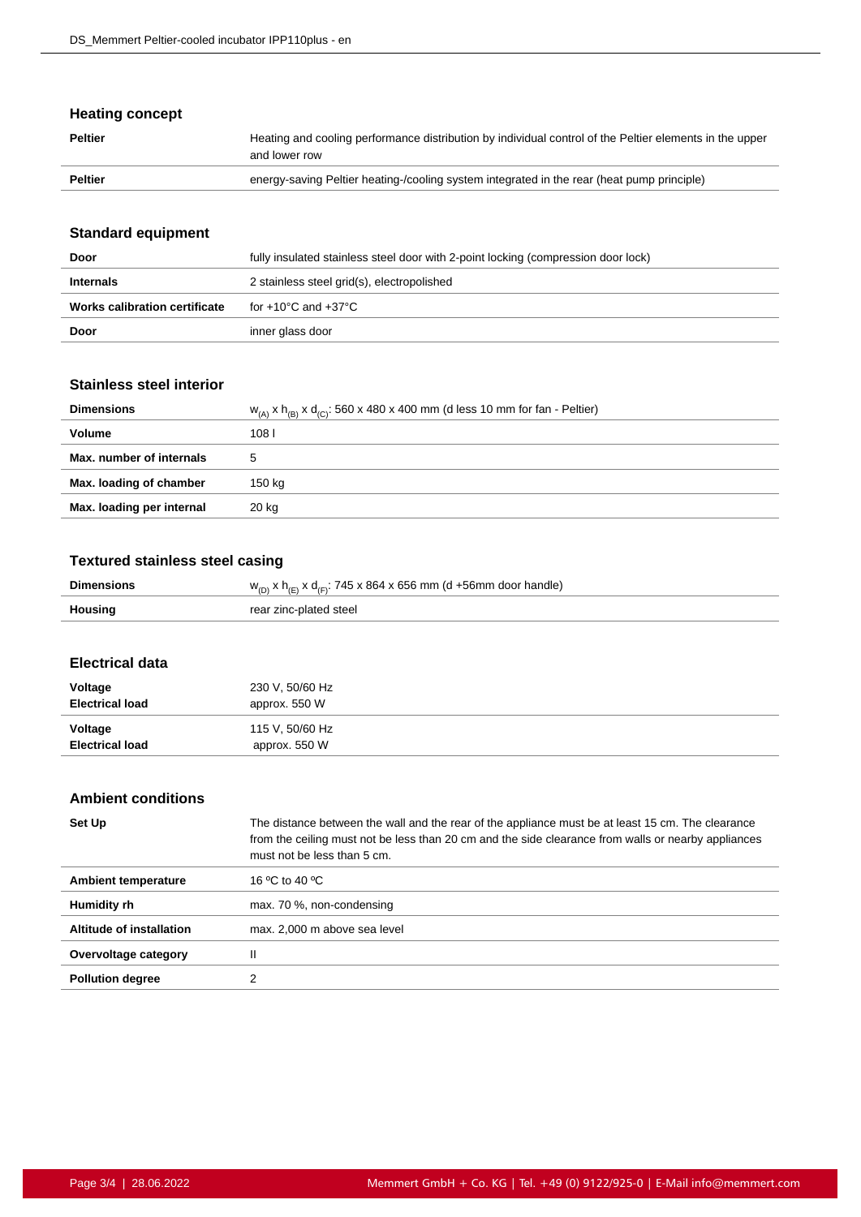## Heating concept

| | |
|---|---|
| **Peltier** | Heating and cooling performance distribution by individual control of the Peltier elements in the upper and lower row |
| **Peltier** | energy-saving Peltier heating-/cooling system integrated in the rear (heat pump principle) |

## Standard equipment

| | |
|---|---|
| **Door** | fully insulated stainless steel door with 2-point locking (compression door lock) |
| **Internals** | 2 stainless steel grid(s), electropolished |
| **Works calibration certificate** | for +10°C and +37°C |
| **Door** | inner glass door |

## Stainless steel interior

| | |
|---|---|
| **Dimensions** | $w_{(A)}$ x $h_{(B)}$ x $d_{(C)}$: 560 x 480 x 400 mm (d less 10 mm for fan - Peltier) |
| **Volume** | 108 l |
| **Max. number of internals** | 5 |
| **Max. loading of chamber** | 150 kg |
| **Max. loading per internal** | 20 kg |

## Textured stainless steel casing

| | |
|---|---|
| **Dimensions** | $w_{(D)}$ x $h_{(E)}$ x $d_{(F)}$: 745 x 864 x 656 mm (d +56mm door handle) |
| **Housing** | rear zinc-plated steel |

## Electrical data

| | |
|---|---|
| **Voltage**<br>**Electrical load** | 230 V, 50/60 Hz<br>approx. 550 W |
| **Voltage**<br>**Electrical load** | 115 V, 50/60 Hz<br>approx. 550 W |

## Ambient conditions

| | |
|---|---|
| **Set Up** | The distance between the wall and the rear of the appliance must be at least 15 cm. The clearance from the ceiling must not be less than 20 cm and the side clearance from walls or nearby appliances must not be less than 5 cm. |
| **Ambient temperature** | 16 ºC to 40 ºC |
| **Humidity rh** | max. 70 %, non-condensing |
| **Altitude of installation** | max. 2,000 m above sea level |
| **Overvoltage category** | II |
| **Pollution degree** | 2 |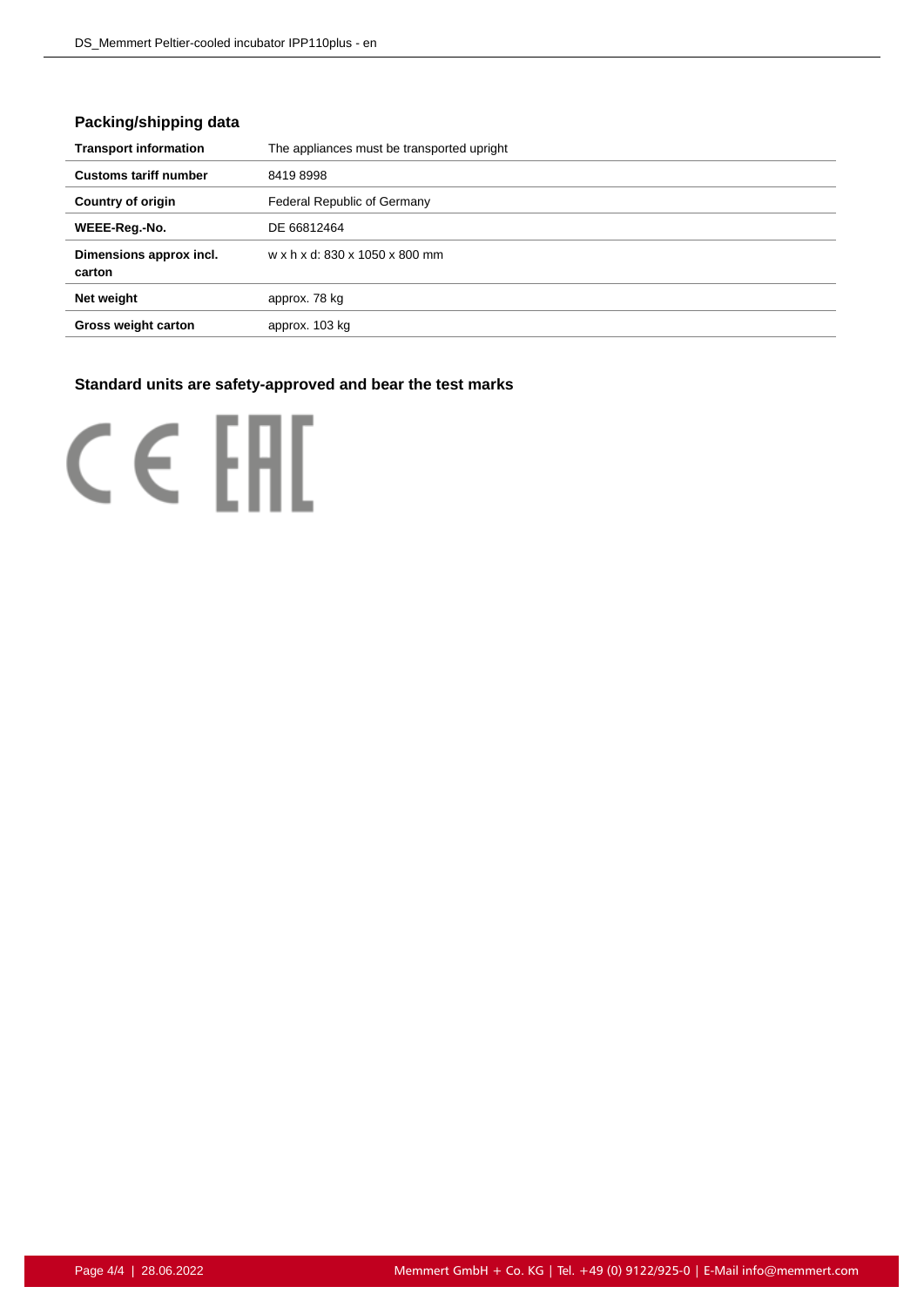## Packing/shipping data

| | |
|---|---|
| **Transport information** | The appliances must be transported upright |
| **Customs tariff number** | 8419 8998 |
| **Country of origin** | Federal Republic of Germany |
| **WEEE-Reg.-No.** | DE 66812464 |
| **Dimensions approx incl. carton** | w x h x d: 830 x 1050 x 800 mm |
| **Net weight** | approx. 78 kg |
| **Gross weight carton** | approx. 103 kg |

### Standard units are safety-approved and bear the test marks

CE EAC